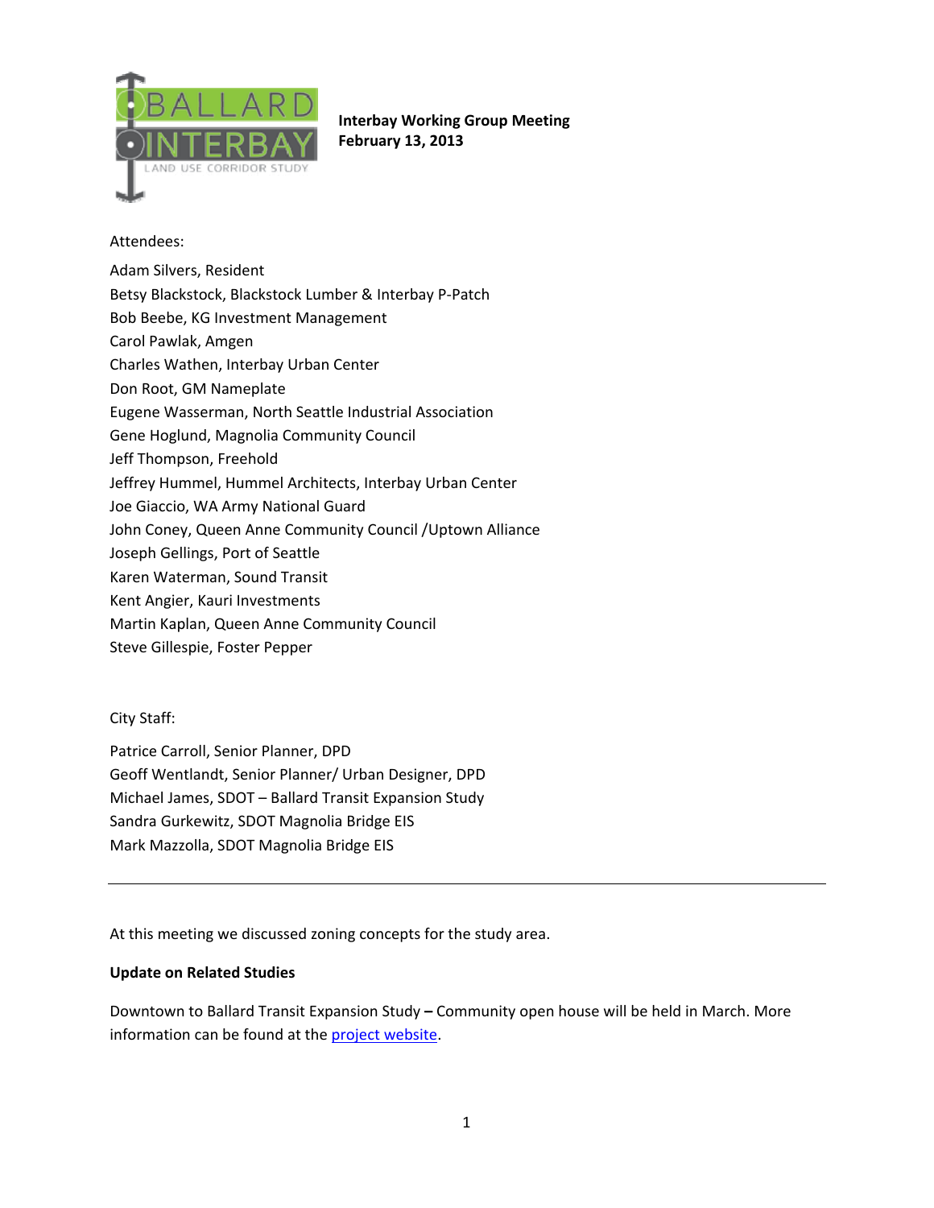BALLARD INTERBAY LAND USE CORRIDOR STUDY

**Interbay Working Group Meeting**
**February 13, 2013**

Attendees:

Adam Silvers, Resident
Betsy Blackstock, Blackstock Lumber & Interbay P-Patch
Bob Beebe, KG Investment Management
Carol Pawlak, Amgen
Charles Wathen, Interbay Urban Center
Don Root, GM Nameplate
Eugene Wasserman, North Seattle Industrial Association
Gene Hoglund, Magnolia Community Council
Jeff Thompson, Freehold
Jeffrey Hummel, Hummel Architects, Interbay Urban Center
Joe Giaccio, WA Army National Guard
John Coney, Queen Anne Community Council /Uptown Alliance
Joseph Gellings, Port of Seattle
Karen Waterman, Sound Transit
Kent Angier, Kauri Investments
Martin Kaplan, Queen Anne Community Council
Steve Gillespie, Foster Pepper

City Staff:

Patrice Carroll, Senior Planner, DPD
Geoff Wentlandt, Senior Planner/ Urban Designer, DPD
Michael James, SDOT – Ballard Transit Expansion Study
Sandra Gurkewitz, SDOT Magnolia Bridge EIS
Mark Mazzolla, SDOT Magnolia Bridge EIS

---

At this meeting we discussed zoning concepts for the study area.

**Update on Related Studies**

Downtown to Ballard Transit Expansion Study **–** Community open house will be held in March. More information can be found at the project website.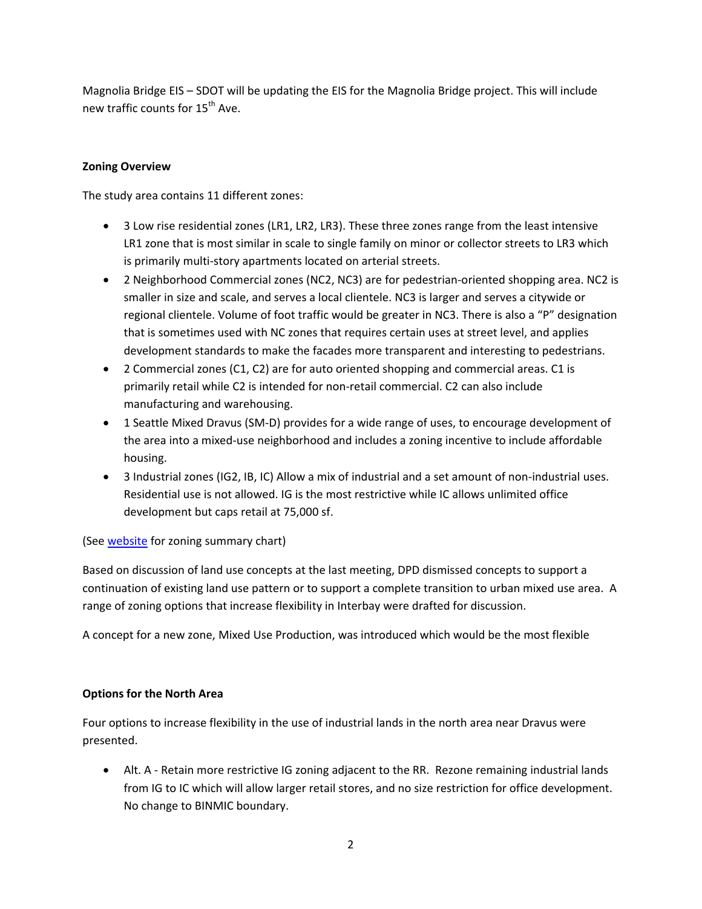Magnolia Bridge EIS – SDOT will be updating the EIS for the Magnolia Bridge project. This will include new traffic counts for 15$^{th}$ Ave.

**Zoning Overview**

The study area contains 11 different zones:

- 3 Low rise residential zones (LR1, LR2, LR3). These three zones range from the least intensive LR1 zone that is most similar in scale to single family on minor or collector streets to LR3 which is primarily multi-story apartments located on arterial streets.
- 2 Neighborhood Commercial zones (NC2, NC3) are for pedestrian-oriented shopping area. NC2 is smaller in size and scale, and serves a local clientele. NC3 is larger and serves a citywide or regional clientele. Volume of foot traffic would be greater in NC3. There is also a "P" designation that is sometimes used with NC zones that requires certain uses at street level, and applies development standards to make the facades more transparent and interesting to pedestrians.
- 2 Commercial zones (C1, C2) are for auto oriented shopping and commercial areas. C1 is primarily retail while C2 is intended for non-retail commercial. C2 can also include manufacturing and warehousing.
- 1 Seattle Mixed Dravus (SM-D) provides for a wide range of uses, to encourage development of the area into a mixed-use neighborhood and includes a zoning incentive to include affordable housing.
- 3 Industrial zones (IG2, IB, IC) Allow a mix of industrial and a set amount of non-industrial uses. Residential use is not allowed. IG is the most restrictive while IC allows unlimited office development but caps retail at 75,000 sf.

(See website for zoning summary chart)

Based on discussion of land use concepts at the last meeting, DPD dismissed concepts to support a continuation of existing land use pattern or to support a complete transition to urban mixed use area. A range of zoning options that increase flexibility in Interbay were drafted for discussion.

A concept for a new zone, Mixed Use Production, was introduced which would be the most flexible

**Options for the North Area**

Four options to increase flexibility in the use of industrial lands in the north area near Dravus were presented.

- Alt. A - Retain more restrictive IG zoning adjacent to the RR. Rezone remaining industrial lands from IG to IC which will allow larger retail stores, and no size restriction for office development. No change to BINMIC boundary.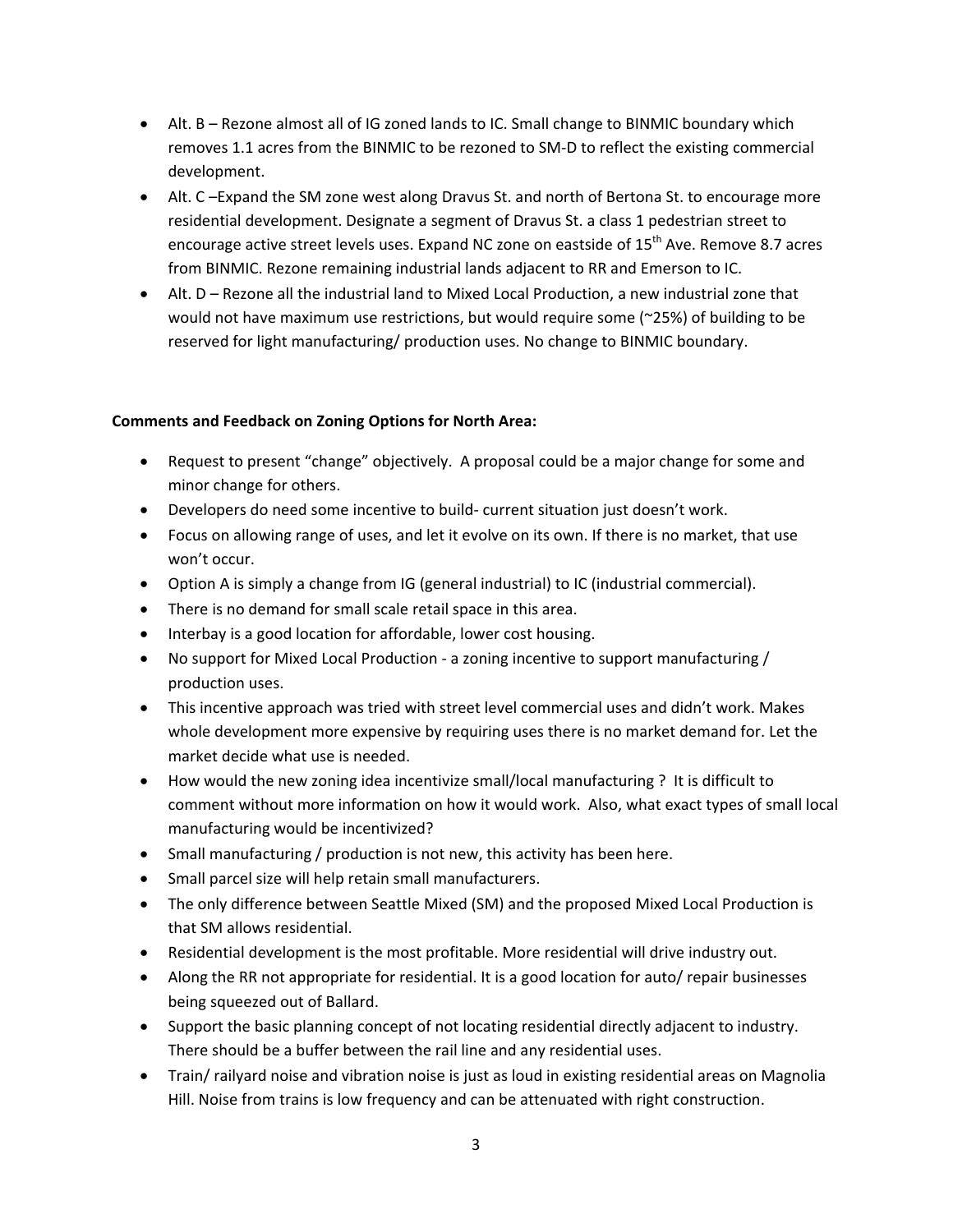- Alt. B – Rezone almost all of IG zoned lands to IC. Small change to BINMIC boundary which removes 1.1 acres from the BINMIC to be rezoned to SM-D to reflect the existing commercial development.
- Alt. C –Expand the SM zone west along Dravus St. and north of Bertona St. to encourage more residential development. Designate a segment of Dravus St. a class 1 pedestrian street to encourage active street levels uses. Expand NC zone on eastside of 15th Ave. Remove 8.7 acres from BINMIC. Rezone remaining industrial lands adjacent to RR and Emerson to IC.
- Alt. D – Rezone all the industrial land to Mixed Local Production, a new industrial zone that would not have maximum use restrictions, but would require some (~25%) of building to be reserved for light manufacturing/ production uses. No change to BINMIC boundary.

**Comments and Feedback on Zoning Options for North Area:**

- Request to present "change" objectively. A proposal could be a major change for some and minor change for others.
- Developers do need some incentive to build- current situation just doesn't work.
- Focus on allowing range of uses, and let it evolve on its own. If there is no market, that use won't occur.
- Option A is simply a change from IG (general industrial) to IC (industrial commercial).
- There is no demand for small scale retail space in this area.
- Interbay is a good location for affordable, lower cost housing.
- No support for Mixed Local Production - a zoning incentive to support manufacturing / production uses.
- This incentive approach was tried with street level commercial uses and didn't work. Makes whole development more expensive by requiring uses there is no market demand for. Let the market decide what use is needed.
- How would the new zoning idea incentivize small/local manufacturing ? It is difficult to comment without more information on how it would work. Also, what exact types of small local manufacturing would be incentivized?
- Small manufacturing / production is not new, this activity has been here.
- Small parcel size will help retain small manufacturers.
- The only difference between Seattle Mixed (SM) and the proposed Mixed Local Production is that SM allows residential.
- Residential development is the most profitable. More residential will drive industry out.
- Along the RR not appropriate for residential. It is a good location for auto/ repair businesses being squeezed out of Ballard.
- Support the basic planning concept of not locating residential directly adjacent to industry. There should be a buffer between the rail line and any residential uses.
- Train/ railyard noise and vibration noise is just as loud in existing residential areas on Magnolia Hill. Noise from trains is low frequency and can be attenuated with right construction.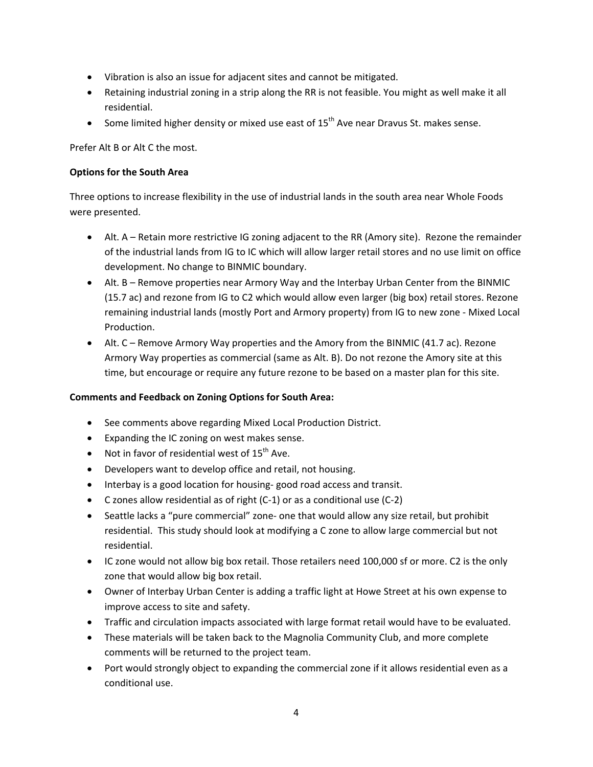- Vibration is also an issue for adjacent sites and cannot be mitigated.
- Retaining industrial zoning in a strip along the RR is not feasible. You might as well make it all residential.
- Some limited higher density or mixed use east of 15th Ave near Dravus St. makes sense.

Prefer Alt B or Alt C the most.

**Options for the South Area**

Three options to increase flexibility in the use of industrial lands in the south area near Whole Foods were presented.

- Alt. A – Retain more restrictive IG zoning adjacent to the RR (Amory site). Rezone the remainder of the industrial lands from IG to IC which will allow larger retail stores and no use limit on office development. No change to BINMIC boundary.
- Alt. B – Remove properties near Armory Way and the Interbay Urban Center from the BINMIC (15.7 ac) and rezone from IG to C2 which would allow even larger (big box) retail stores. Rezone remaining industrial lands (mostly Port and Armory property) from IG to new zone - Mixed Local Production.
- Alt. C – Remove Armory Way properties and the Amory from the BINMIC (41.7 ac). Rezone Armory Way properties as commercial (same as Alt. B). Do not rezone the Amory site at this time, but encourage or require any future rezone to be based on a master plan for this site.

**Comments and Feedback on Zoning Options for South Area:**

- See comments above regarding Mixed Local Production District.
- Expanding the IC zoning on west makes sense.
- Not in favor of residential west of 15th Ave.
- Developers want to develop office and retail, not housing.
- Interbay is a good location for housing- good road access and transit.
- C zones allow residential as of right (C-1) or as a conditional use (C-2)
- Seattle lacks a "pure commercial" zone- one that would allow any size retail, but prohibit residential. This study should look at modifying a C zone to allow large commercial but not residential.
- IC zone would not allow big box retail. Those retailers need 100,000 sf or more. C2 is the only zone that would allow big box retail.
- Owner of Interbay Urban Center is adding a traffic light at Howe Street at his own expense to improve access to site and safety.
- Traffic and circulation impacts associated with large format retail would have to be evaluated.
- These materials will be taken back to the Magnolia Community Club, and more complete comments will be returned to the project team.
- Port would strongly object to expanding the commercial zone if it allows residential even as a conditional use.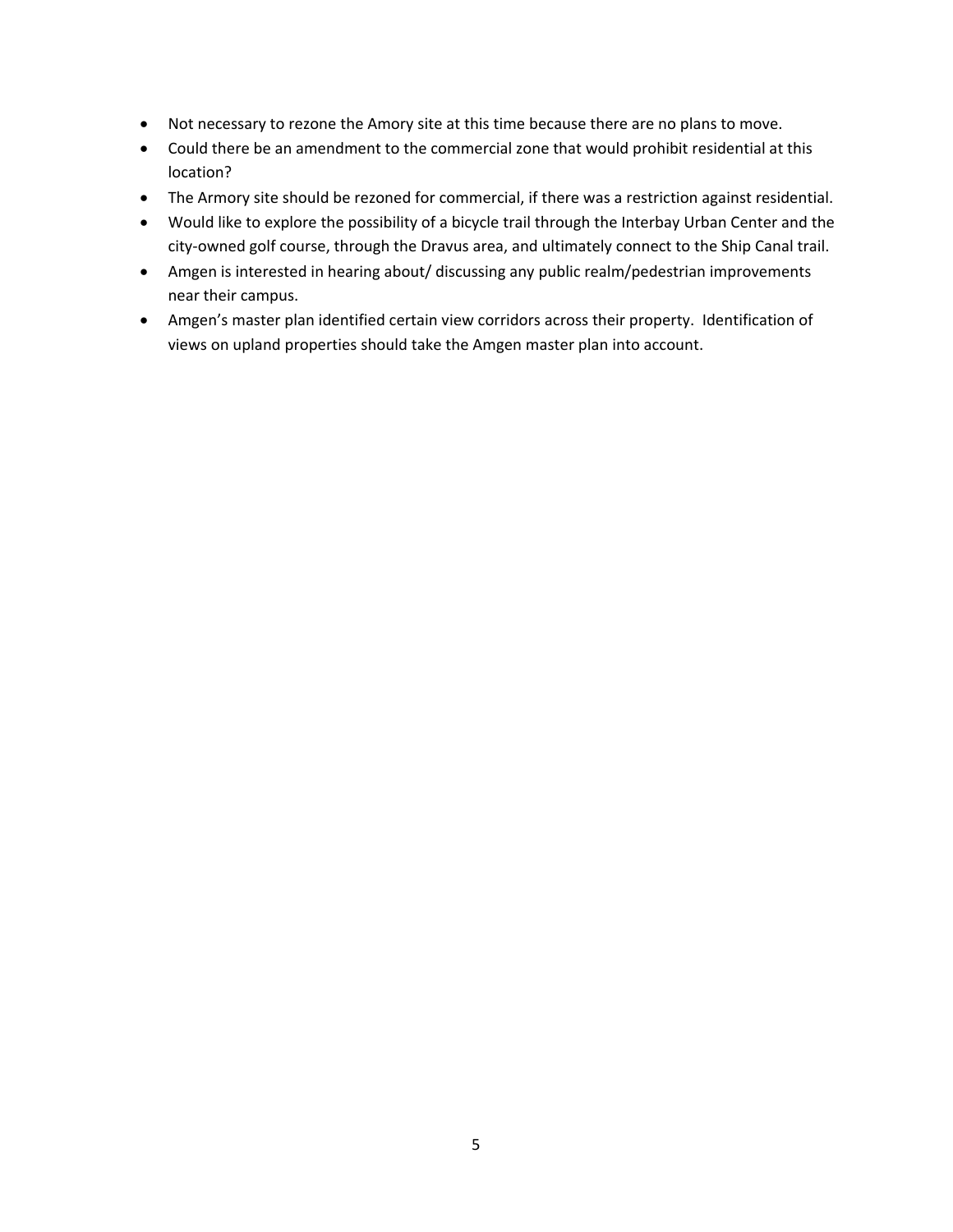- Not necessary to rezone the Amory site at this time because there are no plans to move.
- Could there be an amendment to the commercial zone that would prohibit residential at this location?
- The Armory site should be rezoned for commercial, if there was a restriction against residential.
- Would like to explore the possibility of a bicycle trail through the Interbay Urban Center and the city-owned golf course, through the Dravus area, and ultimately connect to the Ship Canal trail.
- Amgen is interested in hearing about/ discussing any public realm/pedestrian improvements near their campus.
- Amgen's master plan identified certain view corridors across their property. Identification of views on upland properties should take the Amgen master plan into account.